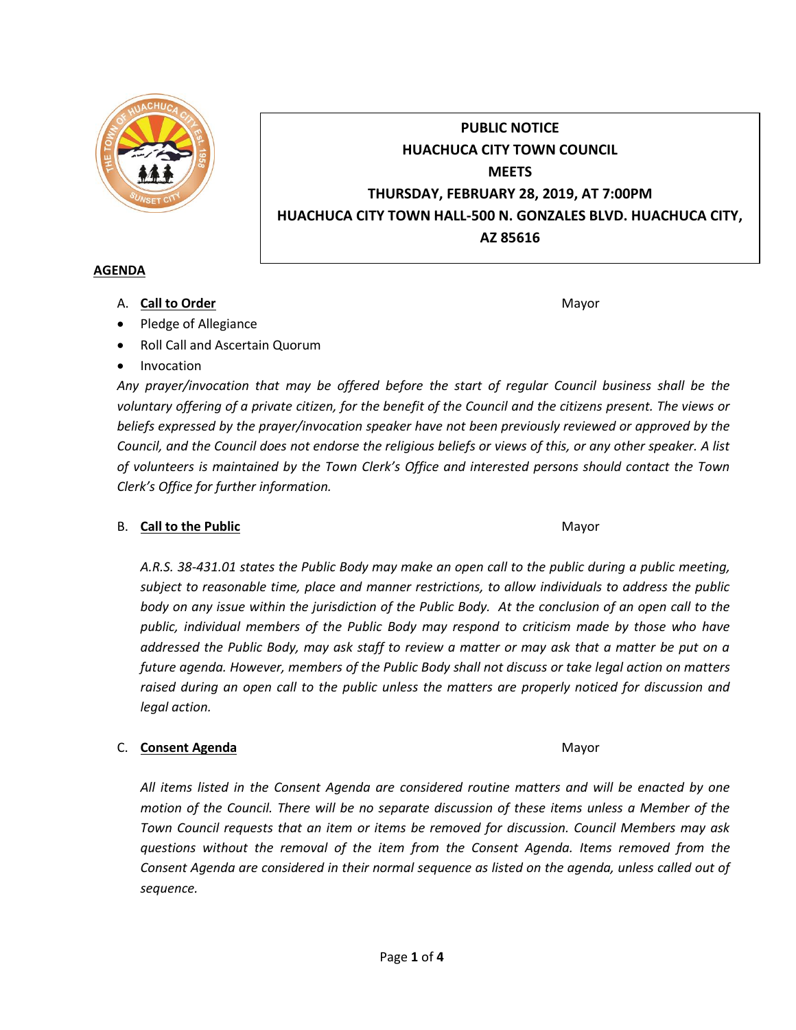**PUBLIC NOTICE**
**HUACHUCA CITY TOWN COUNCIL**
**MEETS**
**THURSDAY, FEBRUARY 28, 2019, AT 7:00PM**
**HUACHUCA CITY TOWN HALL-500 N. GONZALES BLVD. HUACHUCA CITY, AZ 85616**

## AGENDA

A. **Call to Order** Mayor

- Pledge of Allegiance
- Roll Call and Ascertain Quorum
- Invocation

*Any prayer/invocation that may be offered before the start of regular Council business shall be the voluntary offering of a private citizen, for the benefit of the Council and the citizens present. The views or beliefs expressed by the prayer/invocation speaker have not been previously reviewed or approved by the Council, and the Council does not endorse the religious beliefs or views of this, or any other speaker. A list of volunteers is maintained by the Town Clerk's Office and interested persons should contact the Town Clerk's Office for further information.*

B. **Call to the Public** Mayor

*A.R.S. 38-431.01 states the Public Body may make an open call to the public during a public meeting, subject to reasonable time, place and manner restrictions, to allow individuals to address the public body on any issue within the jurisdiction of the Public Body. At the conclusion of an open call to the public, individual members of the Public Body may respond to criticism made by those who have addressed the Public Body, may ask staff to review a matter or may ask that a matter be put on a future agenda. However, members of the Public Body shall not discuss or take legal action on matters raised during an open call to the public unless the matters are properly noticed for discussion and legal action.*

C. **Consent Agenda** Mayor

*All items listed in the Consent Agenda are considered routine matters and will be enacted by one motion of the Council. There will be no separate discussion of these items unless a Member of the Town Council requests that an item or items be removed for discussion. Council Members may ask questions without the removal of the item from the Consent Agenda. Items removed from the Consent Agenda are considered in their normal sequence as listed on the agenda, unless called out of sequence.*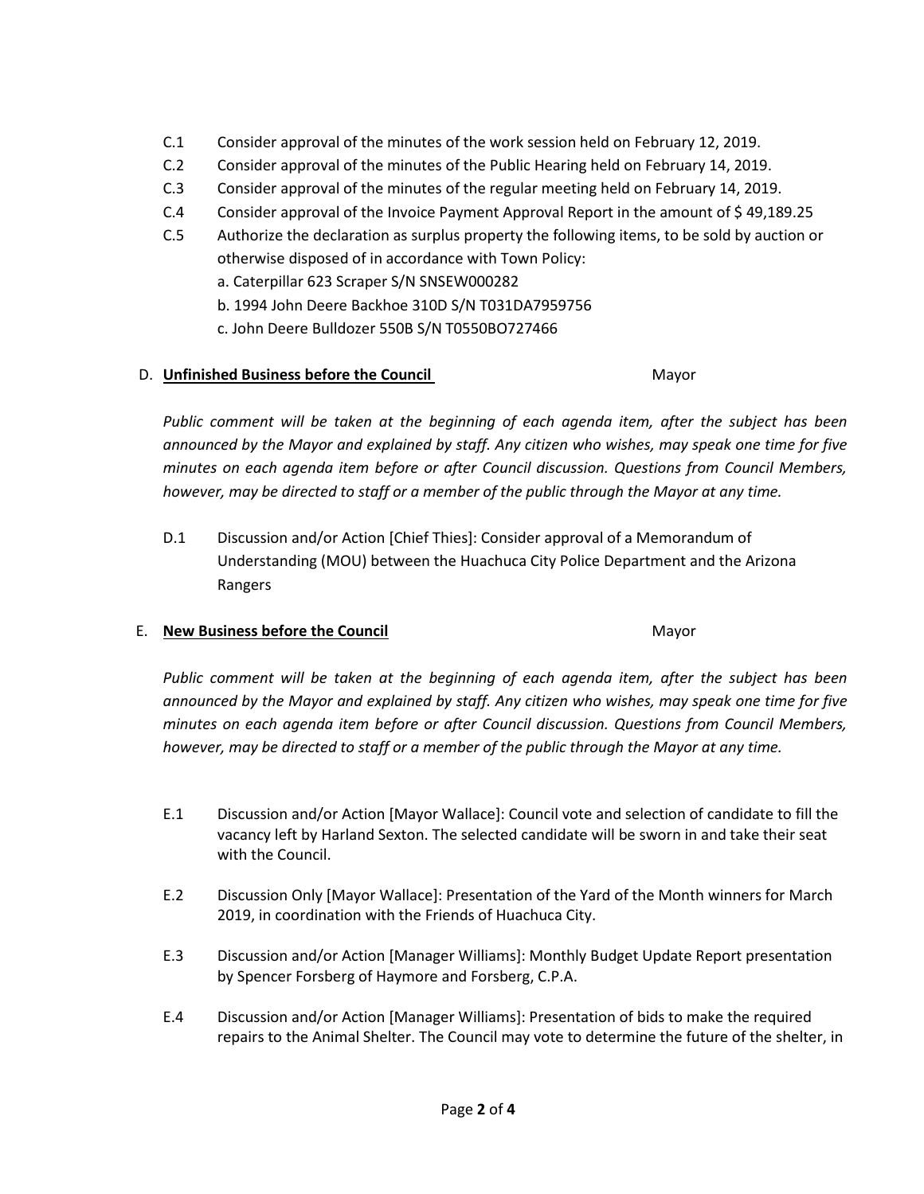- C.1 Consider approval of the minutes of the work session held on February 12, 2019.
- C.2 Consider approval of the minutes of the Public Hearing held on February 14, 2019.
- C.3 Consider approval of the minutes of the regular meeting held on February 14, 2019.
- C.4 Consider approval of the Invoice Payment Approval Report in the amount of $ 49,189.25
- C.5 Authorize the declaration as surplus property the following items, to be sold by auction or otherwise disposed of in accordance with Town Policy:
  - a. Caterpillar 623 Scraper S/N SNSEW000282
  - b. 1994 John Deere Backhoe 310D S/N T031DA7959756
  - c. John Deere Bulldozer 550B S/N T0550BO727466

## D. **Unfinished Business before the Council** Mayor

*Public comment will be taken at the beginning of each agenda item, after the subject has been announced by the Mayor and explained by staff. Any citizen who wishes, may speak one time for five minutes on each agenda item before or after Council discussion. Questions from Council Members, however, may be directed to staff or a member of the public through the Mayor at any time.*

- D.1 Discussion and/or Action [Chief Thies]: Consider approval of a Memorandum of Understanding (MOU) between the Huachuca City Police Department and the Arizona Rangers

## E. **New Business before the Council** Mayor

*Public comment will be taken at the beginning of each agenda item, after the subject has been announced by the Mayor and explained by staff. Any citizen who wishes, may speak one time for five minutes on each agenda item before or after Council discussion. Questions from Council Members, however, may be directed to staff or a member of the public through the Mayor at any time.*

- E.1 Discussion and/or Action [Mayor Wallace]: Council vote and selection of candidate to fill the vacancy left by Harland Sexton. The selected candidate will be sworn in and take their seat with the Council.

- E.2 Discussion Only [Mayor Wallace]: Presentation of the Yard of the Month winners for March 2019, in coordination with the Friends of Huachuca City.

- E.3 Discussion and/or Action [Manager Williams]: Monthly Budget Update Report presentation by Spencer Forsberg of Haymore and Forsberg, C.P.A.

- E.4 Discussion and/or Action [Manager Williams]: Presentation of bids to make the required repairs to the Animal Shelter. The Council may vote to determine the future of the shelter, in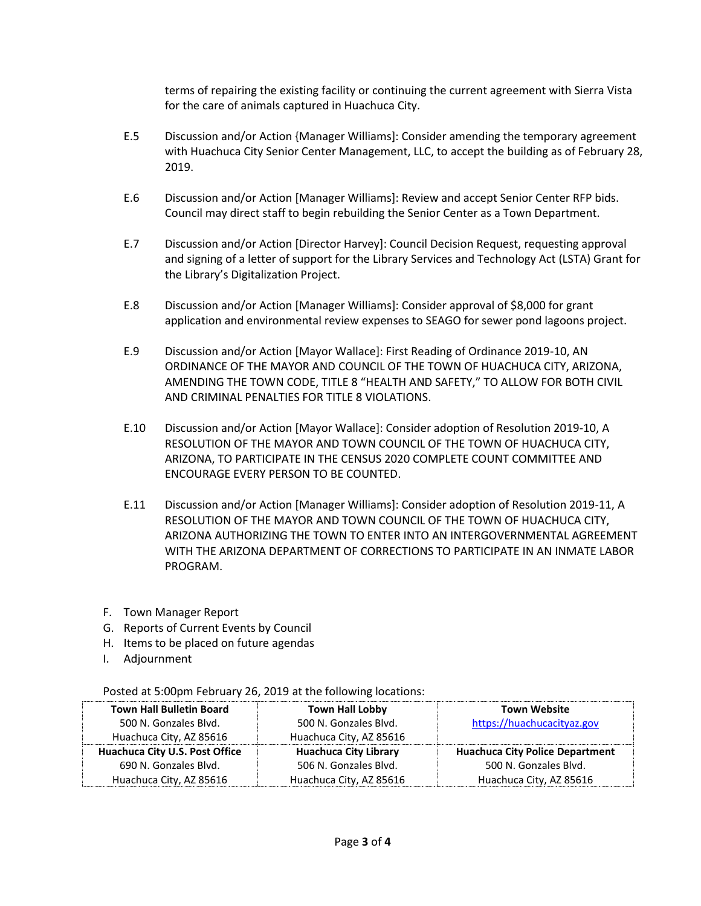terms of repairing the existing facility or continuing the current agreement with Sierra Vista for the care of animals captured in Huachuca City.

E.5 Discussion and/or Action {Manager Williams]: Consider amending the temporary agreement with Huachuca City Senior Center Management, LLC, to accept the building as of February 28, 2019.

E.6 Discussion and/or Action [Manager Williams]: Review and accept Senior Center RFP bids. Council may direct staff to begin rebuilding the Senior Center as a Town Department.

E.7 Discussion and/or Action [Director Harvey]: Council Decision Request, requesting approval and signing of a letter of support for the Library Services and Technology Act (LSTA) Grant for the Library's Digitalization Project.

E.8 Discussion and/or Action [Manager Williams]: Consider approval of $8,000 for grant application and environmental review expenses to SEAGO for sewer pond lagoons project.

E.9 Discussion and/or Action [Mayor Wallace]: First Reading of Ordinance 2019-10, AN ORDINANCE OF THE MAYOR AND COUNCIL OF THE TOWN OF HUACHUCA CITY, ARIZONA, AMENDING THE TOWN CODE, TITLE 8 "HEALTH AND SAFETY," TO ALLOW FOR BOTH CIVIL AND CRIMINAL PENALTIES FOR TITLE 8 VIOLATIONS.

E.10 Discussion and/or Action [Mayor Wallace]: Consider adoption of Resolution 2019-10, A RESOLUTION OF THE MAYOR AND TOWN COUNCIL OF THE TOWN OF HUACHUCA CITY, ARIZONA, TO PARTICIPATE IN THE CENSUS 2020 COMPLETE COUNT COMMITTEE AND ENCOURAGE EVERY PERSON TO BE COUNTED.

E.11 Discussion and/or Action [Manager Williams]: Consider adoption of Resolution 2019-11, A RESOLUTION OF THE MAYOR AND TOWN COUNCIL OF THE TOWN OF HUACHUCA CITY, ARIZONA AUTHORIZING THE TOWN TO ENTER INTO AN INTERGOVERNMENTAL AGREEMENT WITH THE ARIZONA DEPARTMENT OF CORRECTIONS TO PARTICIPATE IN AN INMATE LABOR PROGRAM.

F. Town Manager Report
G. Reports of Current Events by Council
H. Items to be placed on future agendas
I. Adjournment

Posted at 5:00pm February 26, 2019 at the following locations:

| | | |
|---|---|---|
| **Town Hall Bulletin Board**<br>500 N. Gonzales Blvd.<br>Huachuca City, AZ 85616 | **Town Hall Lobby**<br>500 N. Gonzales Blvd.<br>Huachuca City, AZ 85616 | **Town Website**<br>https://huachucacityaz.gov |
| **Huachuca City U.S. Post Office**<br>690 N. Gonzales Blvd.<br>Huachuca City, AZ 85616 | **Huachuca City Library**<br>506 N. Gonzales Blvd.<br>Huachuca City, AZ 85616 | **Huachuca City Police Department**<br>500 N. Gonzales Blvd.<br>Huachuca City, AZ 85616 |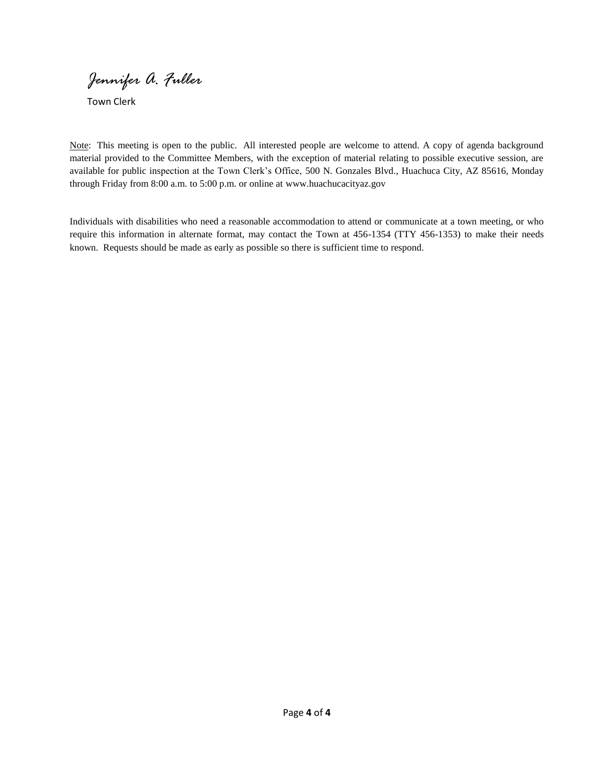*Jennifer A. Fuller*

Town Clerk

Note: This meeting is open to the public. All interested people are welcome to attend. A copy of agenda background material provided to the Committee Members, with the exception of material relating to possible executive session, are available for public inspection at the Town Clerk's Office, 500 N. Gonzales Blvd., Huachuca City, AZ 85616, Monday through Friday from 8:00 a.m. to 5:00 p.m. or online at www.huachucacityaz.gov

Individuals with disabilities who need a reasonable accommodation to attend or communicate at a town meeting, or who require this information in alternate format, may contact the Town at 456-1354 (TTY 456-1353) to make their needs known. Requests should be made as early as possible so there is sufficient time to respond.